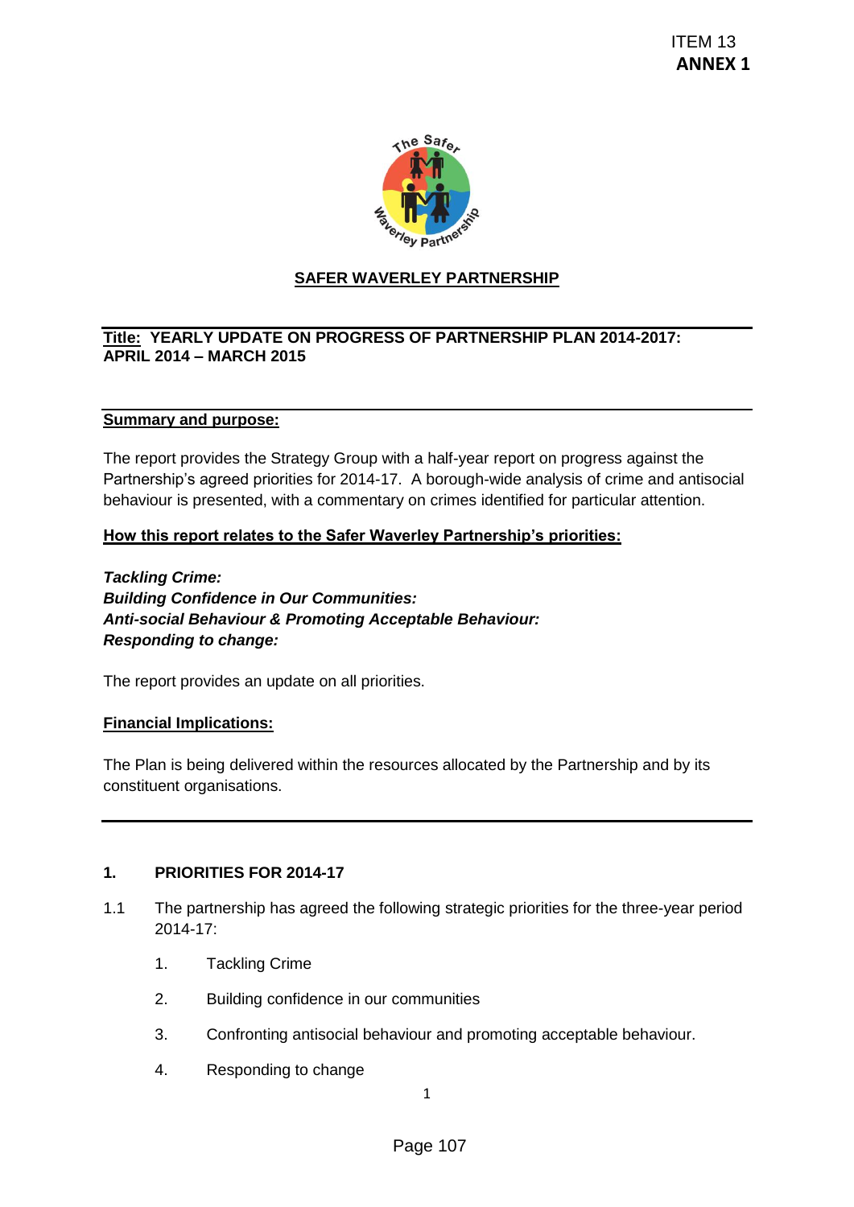ITEM 13
**ANNEX 1**

**SAFER WAVERLEY PARTNERSHIP**

**Title: YEARLY UPDATE ON PROGRESS OF PARTNERSHIP PLAN 2014-2017: APRIL 2014 – MARCH 2015**

**Summary and purpose:**

The report provides the Strategy Group with a half-year report on progress against the Partnership's agreed priorities for 2014-17. A borough-wide analysis of crime and antisocial behaviour is presented, with a commentary on crimes identified for particular attention.

**How this report relates to the Safer Waverley Partnership's priorities:**

***Tackling Crime:***
***Building Confidence in Our Communities:***
***Anti-social Behaviour & Promoting Acceptable Behaviour:***
***Responding to change:***

The report provides an update on all priorities.

**Financial Implications:**

The Plan is being delivered within the resources allocated by the Partnership and by its constituent organisations.

## 1. PRIORITIES FOR 2014-17

1.1 The partnership has agreed the following strategic priorities for the three-year period 2014-17:

1. Tackling Crime
2. Building confidence in our communities
3. Confronting antisocial behaviour and promoting acceptable behaviour.
4. Responding to change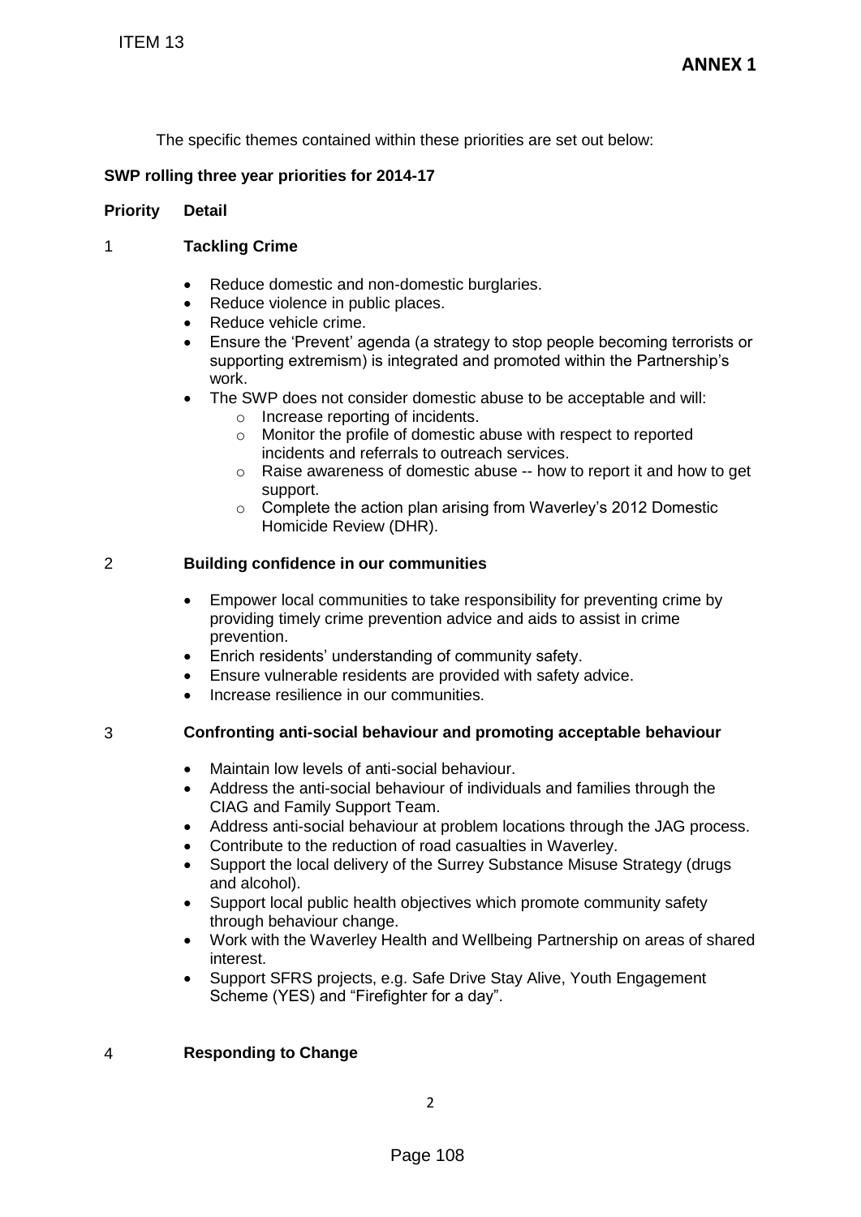The specific themes contained within these priorities are set out below:

**SWP rolling three year priorities for 2014-17**

**Priority Detail**

1 **Tackling Crime**

- Reduce domestic and non-domestic burglaries.
- Reduce violence in public places.
- Reduce vehicle crime.
- Ensure the 'Prevent' agenda (a strategy to stop people becoming terrorists or supporting extremism) is integrated and promoted within the Partnership's work.
- The SWP does not consider domestic abuse to be acceptable and will:
  - Increase reporting of incidents.
  - Monitor the profile of domestic abuse with respect to reported incidents and referrals to outreach services.
  - Raise awareness of domestic abuse -- how to report it and how to get support.
  - Complete the action plan arising from Waverley's 2012 Domestic Homicide Review (DHR).

2 **Building confidence in our communities**

- Empower local communities to take responsibility for preventing crime by providing timely crime prevention advice and aids to assist in crime prevention.
- Enrich residents' understanding of community safety.
- Ensure vulnerable residents are provided with safety advice.
- Increase resilience in our communities.

3 **Confronting anti-social behaviour and promoting acceptable behaviour**

- Maintain low levels of anti-social behaviour.
- Address the anti-social behaviour of individuals and families through the CIAG and Family Support Team.
- Address anti-social behaviour at problem locations through the JAG process.
- Contribute to the reduction of road casualties in Waverley.
- Support the local delivery of the Surrey Substance Misuse Strategy (drugs and alcohol).
- Support local public health objectives which promote community safety through behaviour change.
- Work with the Waverley Health and Wellbeing Partnership on areas of shared interest.
- Support SFRS projects, e.g. Safe Drive Stay Alive, Youth Engagement Scheme (YES) and "Firefighter for a day".

4 **Responding to Change**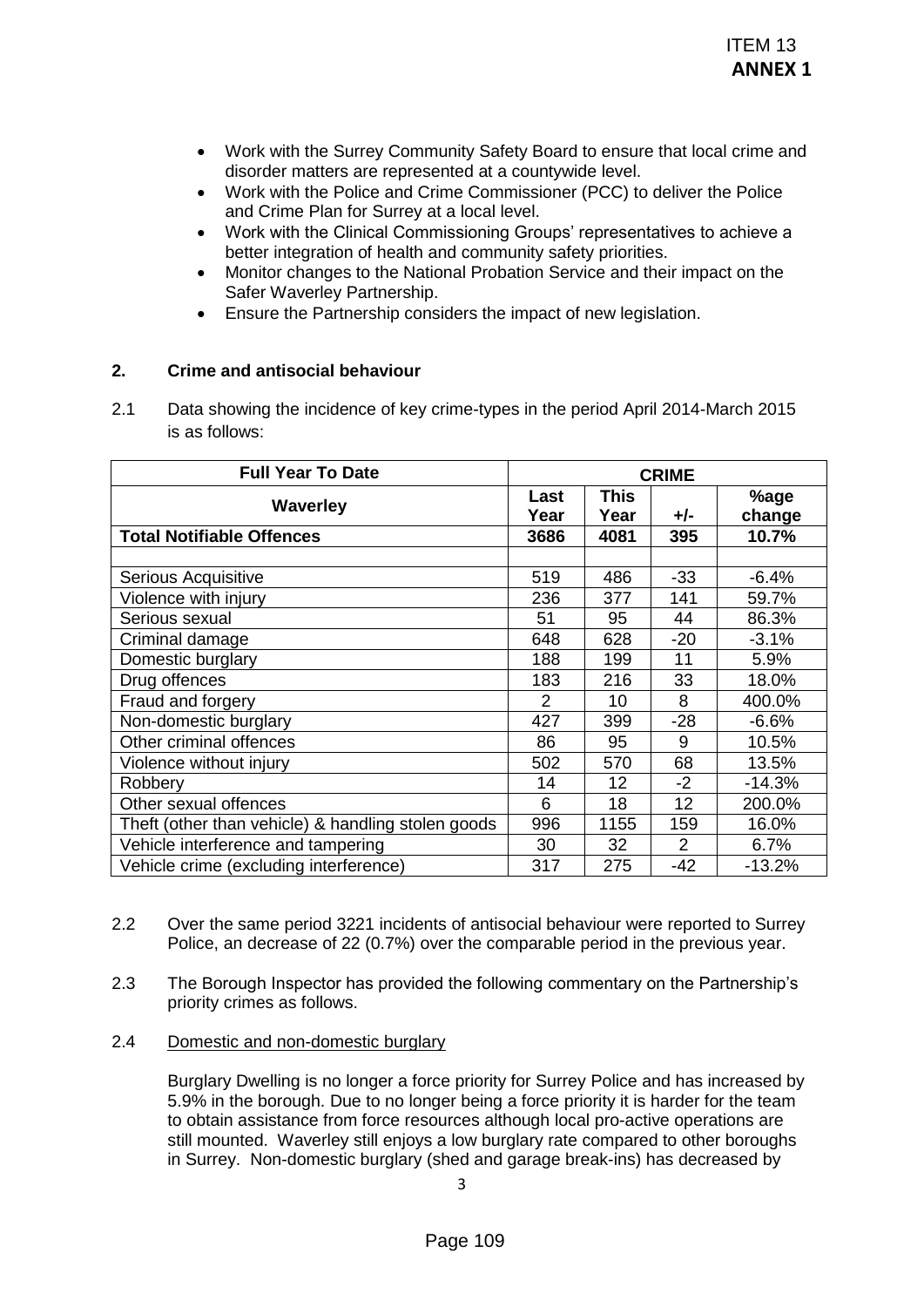- Work with the Surrey Community Safety Board to ensure that local crime and disorder matters are represented at a countywide level.
- Work with the Police and Crime Commissioner (PCC) to deliver the Police and Crime Plan for Surrey at a local level.
- Work with the Clinical Commissioning Groups' representatives to achieve a better integration of health and community safety priorities.
- Monitor changes to the National Probation Service and their impact on the Safer Waverley Partnership.
- Ensure the Partnership considers the impact of new legislation.

## 2. Crime and antisocial behaviour

2.1 Data showing the incidence of key crime-types in the period April 2014-March 2015 is as follows:

| Full Year To Date | CRIME | | | |
|---|---|---|---|---|
| **Waverley** | **Last Year** | **This Year** | **+/-** | **%age change** |
| **Total Notifiable Offences** | **3686** | **4081** | **395** | **10.7%** |
| | | | | |
| Serious Acquisitive | 519 | 486 | -33 | -6.4% |
| Violence with injury | 236 | 377 | 141 | 59.7% |
| Serious sexual | 51 | 95 | 44 | 86.3% |
| Criminal damage | 648 | 628 | -20 | -3.1% |
| Domestic burglary | 188 | 199 | 11 | 5.9% |
| Drug offences | 183 | 216 | 33 | 18.0% |
| Fraud and forgery | 2 | 10 | 8 | 400.0% |
| Non-domestic burglary | 427 | 399 | -28 | -6.6% |
| Other criminal offences | 86 | 95 | 9 | 10.5% |
| Violence without injury | 502 | 570 | 68 | 13.5% |
| Robbery | 14 | 12 | -2 | -14.3% |
| Other sexual offences | 6 | 18 | 12 | 200.0% |
| Theft (other than vehicle) & handling stolen goods | 996 | 1155 | 159 | 16.0% |
| Vehicle interference and tampering | 30 | 32 | 2 | 6.7% |
| Vehicle crime (excluding interference) | 317 | 275 | -42 | -13.2% |

2.2 Over the same period 3221 incidents of antisocial behaviour were reported to Surrey Police, an decrease of 22 (0.7%) over the comparable period in the previous year.

2.3 The Borough Inspector has provided the following commentary on the Partnership's priority crimes as follows.

2.4 <u>Domestic and non-domestic burglary</u>

Burglary Dwelling is no longer a force priority for Surrey Police and has increased by 5.9% in the borough. Due to no longer being a force priority it is harder for the team to obtain assistance from force resources although local pro-active operations are still mounted. Waverley still enjoys a low burglary rate compared to other boroughs in Surrey. Non-domestic burglary (shed and garage break-ins) has decreased by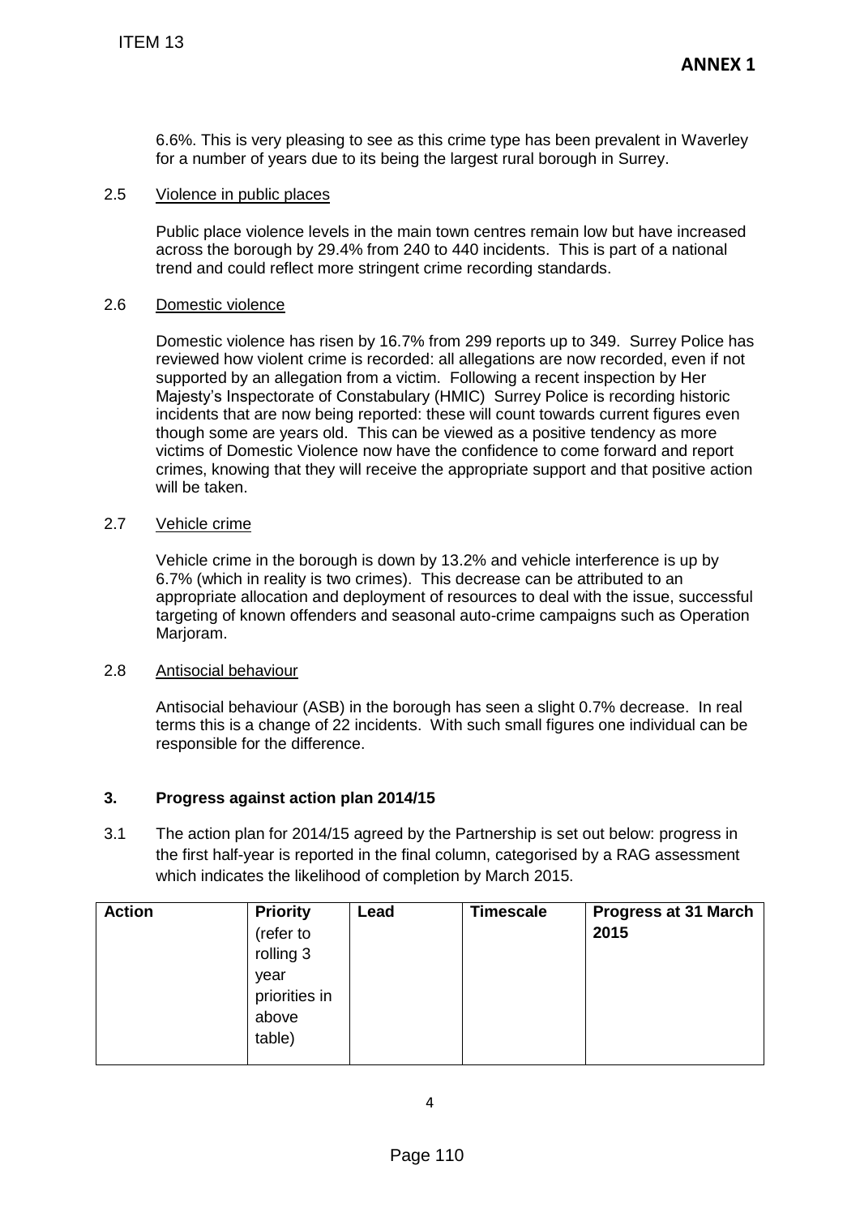6.6%. This is very pleasing to see as this crime type has been prevalent in Waverley for a number of years due to its being the largest rural borough in Surrey.

2.5 Violence in public places

Public place violence levels in the main town centres remain low but have increased across the borough by 29.4% from 240 to 440 incidents. This is part of a national trend and could reflect more stringent crime recording standards.

2.6 Domestic violence

Domestic violence has risen by 16.7% from 299 reports up to 349. Surrey Police has reviewed how violent crime is recorded: all allegations are now recorded, even if not supported by an allegation from a victim. Following a recent inspection by Her Majesty's Inspectorate of Constabulary (HMIC) Surrey Police is recording historic incidents that are now being reported: these will count towards current figures even though some are years old. This can be viewed as a positive tendency as more victims of Domestic Violence now have the confidence to come forward and report crimes, knowing that they will receive the appropriate support and that positive action will be taken.

2.7 Vehicle crime

Vehicle crime in the borough is down by 13.2% and vehicle interference is up by 6.7% (which in reality is two crimes). This decrease can be attributed to an appropriate allocation and deployment of resources to deal with the issue, successful targeting of known offenders and seasonal auto-crime campaigns such as Operation Marjoram.

2.8 Antisocial behaviour

Antisocial behaviour (ASB) in the borough has seen a slight 0.7% decrease. In real terms this is a change of 22 incidents. With such small figures one individual can be responsible for the difference.

## 3. Progress against action plan 2014/15

3.1 The action plan for 2014/15 agreed by the Partnership is set out below: progress in the first half-year is reported in the final column, categorised by a RAG assessment which indicates the likelihood of completion by March 2015.

| Action | Priority (refer to rolling 3 year priorities in above table) | Lead | Timescale | Progress at 31 March 2015 |
|---|---|---|---|---|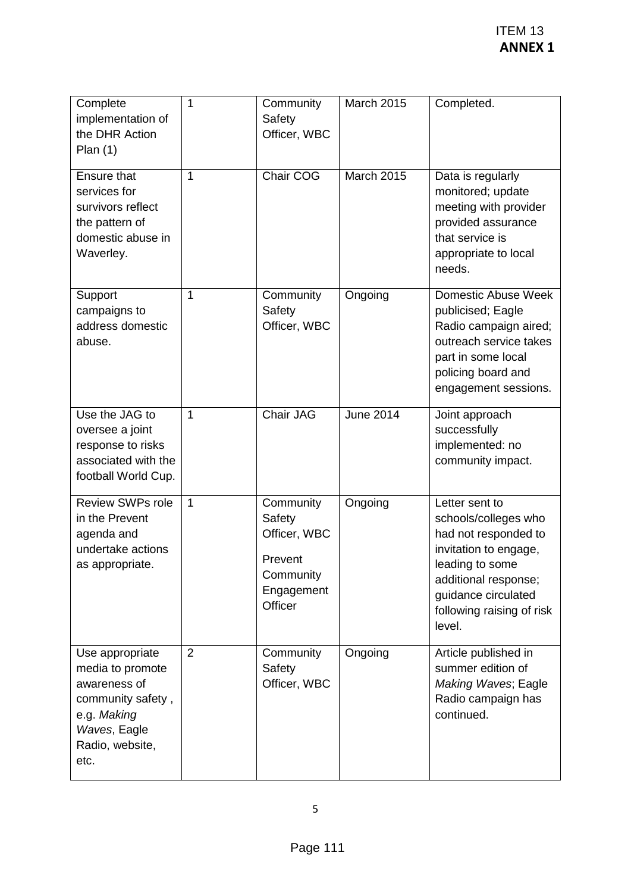ITEM 13
**ANNEX 1**

| | | | | |
|---|---|---|---|---|
| Complete implementation of the DHR Action Plan (1) | 1 | Community Safety Officer, WBC | March 2015 | Completed. |
| Ensure that services for survivors reflect the pattern of domestic abuse in Waverley. | 1 | Chair COG | March 2015 | Data is regularly monitored; update meeting with provider provided assurance that service is appropriate to local needs. |
| Support campaigns to address domestic abuse. | 1 | Community Safety Officer, WBC | Ongoing | Domestic Abuse Week publicised; Eagle Radio campaign aired; outreach service takes part in some local policing board and engagement sessions. |
| Use the JAG to oversee a joint response to risks associated with the football World Cup. | 1 | Chair JAG | June 2014 | Joint approach successfully implemented: no community impact. |
| Review SWPs role in the Prevent agenda and undertake actions as appropriate. | 1 | Community Safety Officer, WBC<br><br>Prevent Community Engagement Officer | Ongoing | Letter sent to schools/colleges who had not responded to invitation to engage, leading to some additional response; guidance circulated following raising of risk level. |
| Use appropriate media to promote awareness of community safety , e.g. *Making Waves*, Eagle Radio, website, etc. | 2 | Community Safety Officer, WBC | Ongoing | Article published in summer edition of *Making Waves*; Eagle Radio campaign has continued. |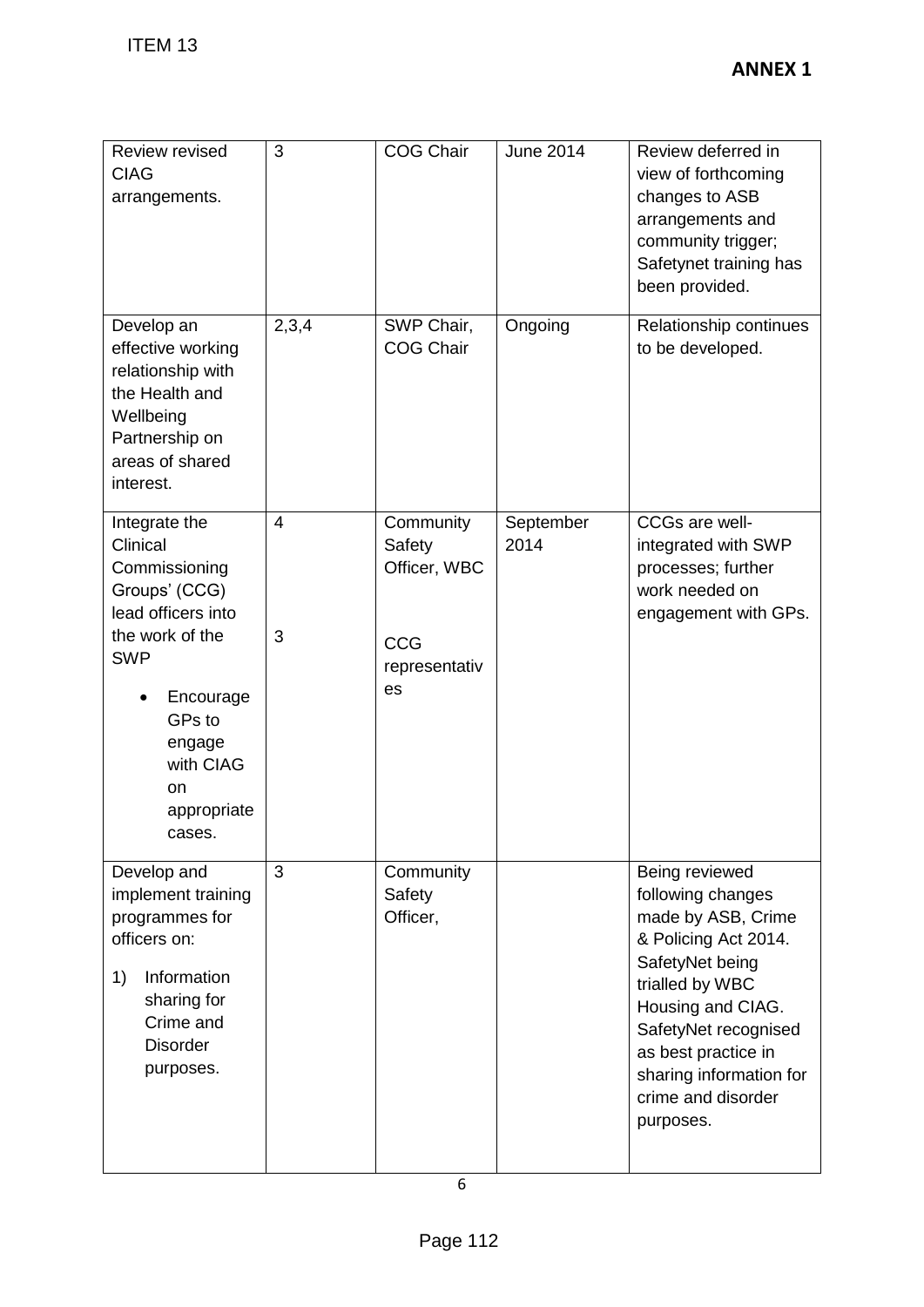ITEM 13

**ANNEX 1**

| | | | | |
|---|---|---|---|---|
| Review revised CIAG arrangements. | 3 | COG Chair | June 2014 | Review deferred in view of forthcoming changes to ASB arrangements and community trigger; Safetynet training has been provided. |
| Develop an effective working relationship with the Health and Wellbeing Partnership on areas of shared interest. | 2,3,4 | SWP Chair, COG Chair | Ongoing | Relationship continues to be developed. |
| Integrate the Clinical Commissioning Groups' (CCG) lead officers into the work of the SWP<br>• Encourage GPs to engage with CIAG on appropriate cases. | 4<br><br>3 | Community Safety Officer, WBC<br><br>CCG representatives | September 2014 | CCGs are well-integrated with SWP processes; further work needed on engagement with GPs. |
| Develop and implement training programmes for officers on:<br>1) Information sharing for Crime and Disorder purposes. | 3 | Community Safety Officer, | | Being reviewed following changes made by ASB, Crime & Policing Act 2014. SafetyNet being trialled by WBC Housing and CIAG. SafetyNet recognised as best practice in sharing information for crime and disorder purposes. |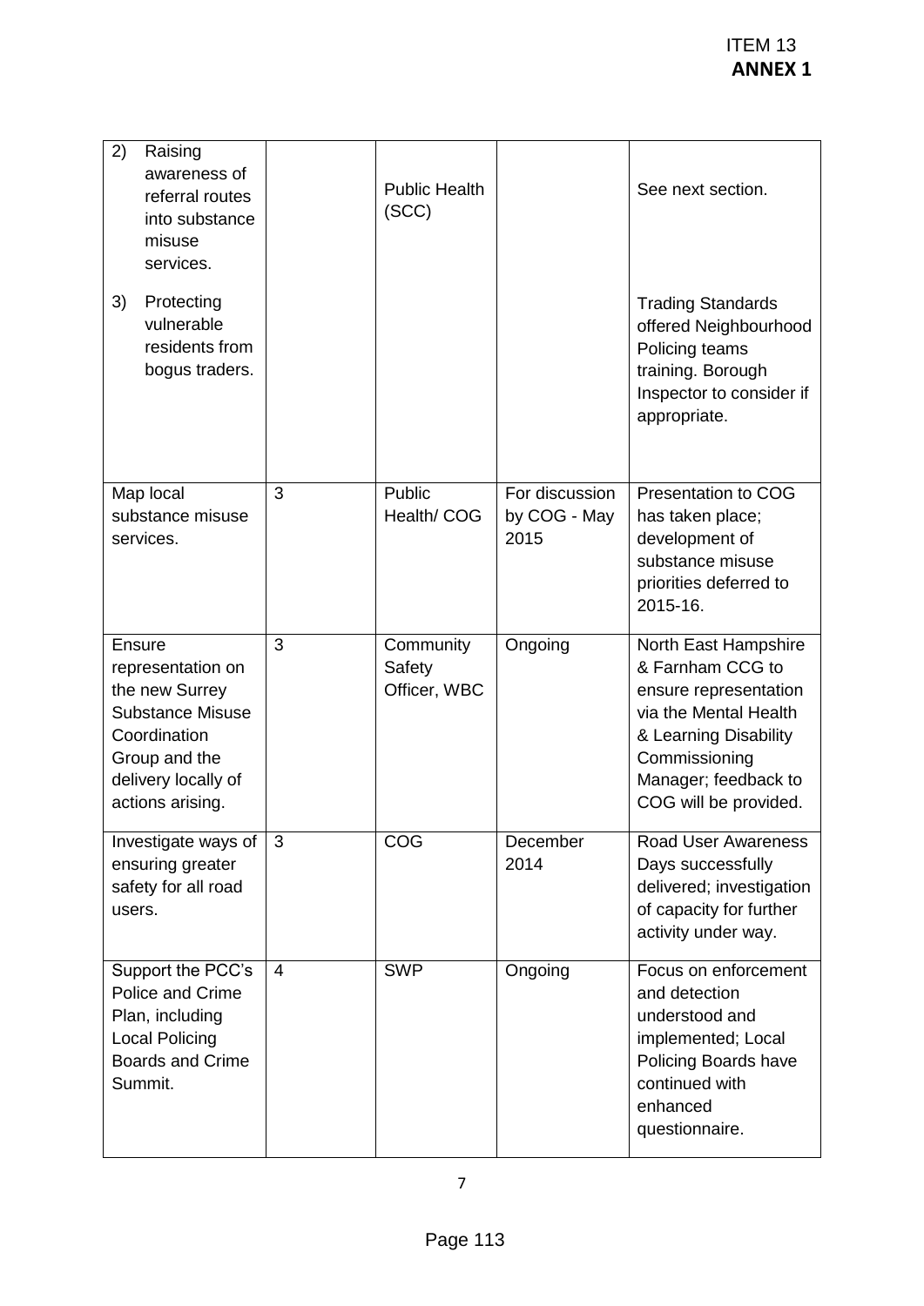ITEM 13
**ANNEX 1**

| | | | | |
|---|---|---|---|---|
| 2) Raising awareness of referral routes into substance misuse services.<br><br>3) Protecting vulnerable residents from bogus traders. | | Public Health (SCC) | | See next section.<br><br>Trading Standards offered Neighbourhood Policing teams training. Borough Inspector to consider if appropriate. |
| Map local substance misuse services. | 3 | Public Health/ COG | For discussion by COG - May 2015 | Presentation to COG has taken place; development of substance misuse priorities deferred to 2015-16. |
| Ensure representation on the new Surrey Substance Misuse Coordination Group and the delivery locally of actions arising. | 3 | Community Safety Officer, WBC | Ongoing | North East Hampshire & Farnham CCG to ensure representation via the Mental Health & Learning Disability Commissioning Manager; feedback to COG will be provided. |
| Investigate ways of ensuring greater safety for all road users. | 3 | COG | December 2014 | Road User Awareness Days successfully delivered; investigation of capacity for further activity under way. |
| Support the PCC's Police and Crime Plan, including Local Policing Boards and Crime Summit. | 4 | SWP | Ongoing | Focus on enforcement and detection understood and implemented; Local Policing Boards have continued with enhanced questionnaire. |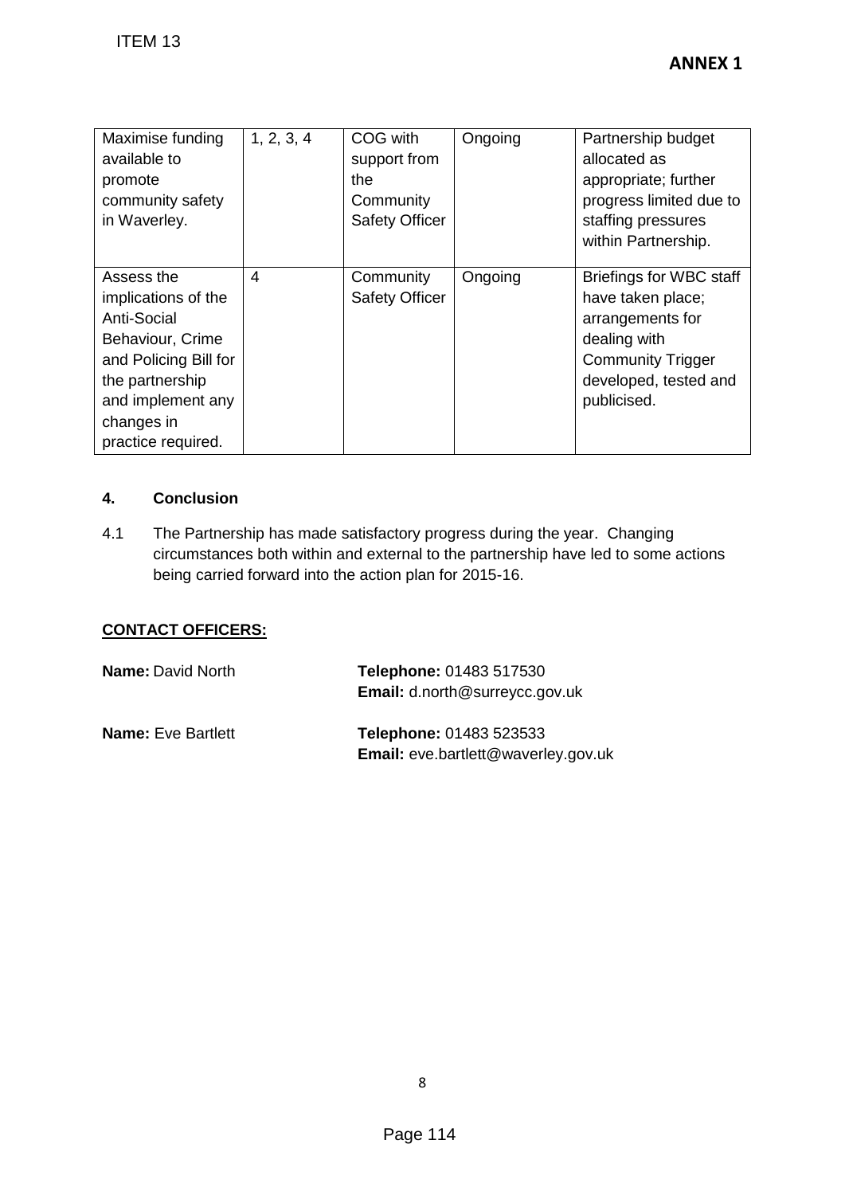ANNEX 1

| | | | | |
|---|---|---|---|---|
| Maximise funding available to promote community safety in Waverley. | 1, 2, 3, 4 | COG with support from the Community Safety Officer | Ongoing | Partnership budget allocated as appropriate; further progress limited due to staffing pressures within Partnership. |
| Assess the implications of the Anti-Social Behaviour, Crime and Policing Bill for the partnership and implement any changes in practice required. | 4 | Community Safety Officer | Ongoing | Briefings for WBC staff have taken place; arrangements for dealing with Community Trigger developed, tested and publicised. |

## 4. Conclusion

4.1 The Partnership has made satisfactory progress during the year. Changing circumstances both within and external to the partnership have led to some actions being carried forward into the action plan for 2015-16.

**CONTACT OFFICERS:**

**Name:** David North
**Telephone:** 01483 517530
**Email:** d.north@surreycc.gov.uk

**Name:** Eve Bartlett
**Telephone:** 01483 523533
**Email:** eve.bartlett@waverley.gov.uk